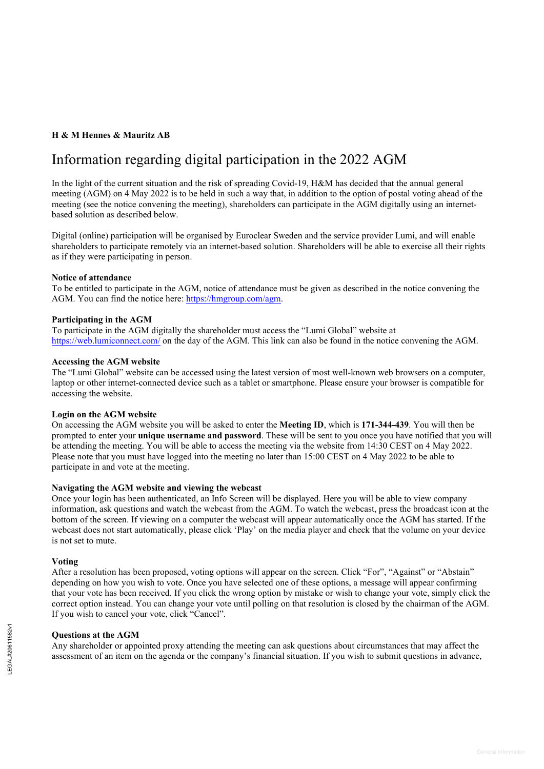**H & M Hennes & Mauritz AB**

# Information regarding digital participation in the 2022 AGM

In the light of the current situation and the risk of spreading Covid-19, H&M has decided that the annual general meeting (AGM) on 4 May 2022 is to be held in such a way that, in addition to the option of postal voting ahead of the meeting (see the notice convening the meeting), shareholders can participate in the AGM digitally using an internet-based solution as described below.

Digital (online) participation will be organised by Euroclear Sweden and the service provider Lumi, and will enable shareholders to participate remotely via an internet-based solution. Shareholders will be able to exercise all their rights as if they were participating in person.

**Notice of attendance**
To be entitled to participate in the AGM, notice of attendance must be given as described in the notice convening the AGM. You can find the notice here: https://hmgroup.com/agm.

**Participating in the AGM**
To participate in the AGM digitally the shareholder must access the "Lumi Global" website at https://web.lumiconnect.com/ on the day of the AGM. This link can also be found in the notice convening the AGM.

**Accessing the AGM website**
The "Lumi Global" website can be accessed using the latest version of most well-known web browsers on a computer, laptop or other internet-connected device such as a tablet or smartphone. Please ensure your browser is compatible for accessing the website.

**Login on the AGM website**
On accessing the AGM website you will be asked to enter the **Meeting ID**, which is **171-344-439**. You will then be prompted to enter your **unique username and password**. These will be sent to you once you have notified that you will be attending the meeting. You will be able to access the meeting via the website from 14:30 CEST on 4 May 2022. Please note that you must have logged into the meeting no later than 15:00 CEST on 4 May 2022 to be able to participate in and vote at the meeting.

**Navigating the AGM website and viewing the webcast**
Once your login has been authenticated, an Info Screen will be displayed. Here you will be able to view company information, ask questions and watch the webcast from the AGM. To watch the webcast, press the broadcast icon at the bottom of the screen. If viewing on a computer the webcast will appear automatically once the AGM has started. If the webcast does not start automatically, please click 'Play' on the media player and check that the volume on your device is not set to mute.

**Voting**
After a resolution has been proposed, voting options will appear on the screen. Click "For", "Against" or "Abstain" depending on how you wish to vote. Once you have selected one of these options, a message will appear confirming that your vote has been received. If you click the wrong option by mistake or wish to change your vote, simply click the correct option instead. You can change your vote until polling on that resolution is closed by the chairman of the AGM. If you wish to cancel your vote, click "Cancel".

**Questions at the AGM**
Any shareholder or appointed proxy attending the meeting can ask questions about circumstances that may affect the assessment of an item on the agenda or the company's financial situation. If you wish to submit questions in advance,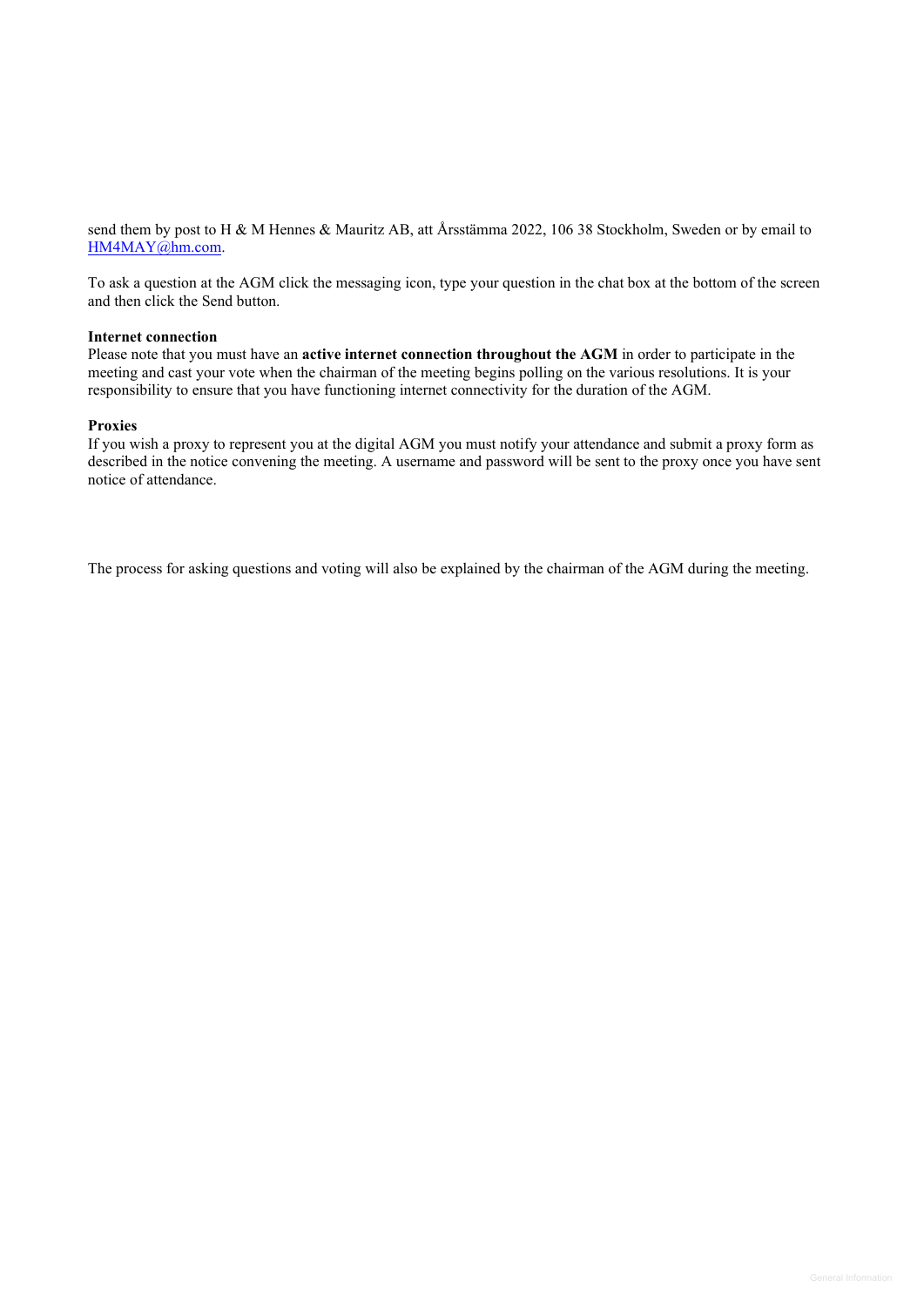send them by post to H & M Hennes & Mauritz AB, att Årsstämma 2022, 106 38 Stockholm, Sweden or by email to HM4MAY@hm.com.

To ask a question at the AGM click the messaging icon, type your question in the chat box at the bottom of the screen and then click the Send button.

**Internet connection**

Please note that you must have an **active internet connection throughout the AGM** in order to participate in the meeting and cast your vote when the chairman of the meeting begins polling on the various resolutions. It is your responsibility to ensure that you have functioning internet connectivity for the duration of the AGM.

**Proxies**

If you wish a proxy to represent you at the digital AGM you must notify your attendance and submit a proxy form as described in the notice convening the meeting. A username and password will be sent to the proxy once you have sent notice of attendance.

The process for asking questions and voting will also be explained by the chairman of the AGM during the meeting.